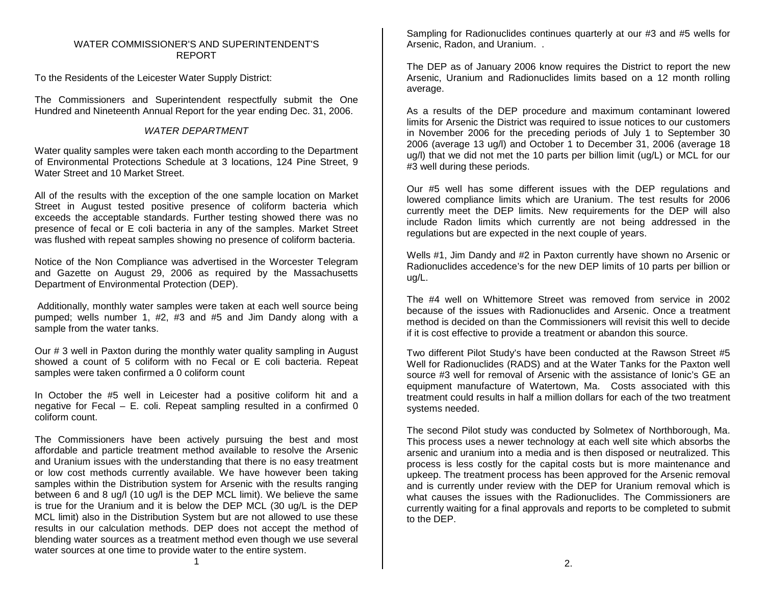# WATER COMMISSIONER'S AND SUPERINTENDENT'S REPORT

To the Residents of the Leicester Water Supply District:

The Commissioners and Superintendent respectfully submit the One Hundred and Nineteenth Annual Report for the year ending Dec. 31, 2006.

## *WATER DEPARTMENT*

Water quality samples were taken each month according to the Department of Environmental Protections Schedule at 3 locations, 124 Pine Street, 9 Water Street and 10 Market Street.

All of the results with the exception of the one sample location on Market Street in August tested positive presence of coliform bacteria which exceeds the acceptable standards. Further testing showed there was no presence of fecal or E coli bacteria in any of the samples. Market Street was flushed with repeat samples showing no presence of coliform bacteria.

Notice of the Non Compliance was advertised in the Worcester Telegram and Gazette on August 29, 2006 as required by the Massachusetts Department of Environmental Protection (DEP).

Additionally, monthly water samples were taken at each well source being pumped; wells number 1, #2, #3 and #5 and Jim Dandy along with a sample from the water tanks.

Our # 3 well in Paxton during the monthly water quality sampling in August showed a count of 5 coliform with no Fecal or E coli bacteria. Repeat samples were taken confirmed a 0 coliform count

In October the #5 well in Leicester had a positive coliform hit and a negative for Fecal – E. coli. Repeat sampling resulted in a confirmed 0 coliform count.

The Commissioners have been actively pursuing the best and most affordable and particle treatment method available to resolve the Arsenic and Uranium issues with the understanding that there is no easy treatment or low cost methods currently available. We have however been taking samples within the Distribution system for Arsenic with the results ranging between 6 and 8 ug/l (10 ug/l is the DEP MCL limit). We believe the same is true for the Uranium and it is below the DEP MCL (30 ug/L is the DEP MCL limit) also in the Distribution System but are not allowed to use these results in our calculation methods. DEP does not accept the method of blending water sources as a treatment method even though we use several water sources at one time to provide water to the entire system.

Sampling for Radionuclides continues quarterly at our #3 and #5 wells for Arsenic, Radon, and Uranium. .

The DEP as of January 2006 know requires the District to report the new Arsenic, Uranium and Radionuclides limits based on a 12 month rolling average.

As a results of the DEP procedure and maximum contaminant lowered limits for Arsenic the District was required to issue notices to our customers in November 2006 for the preceding periods of July 1 to September 30 2006 (average 13 ug/l) and October 1 to December 31, 2006 (average 18 ug/l) that we did not met the 10 parts per billion limit (ug/L) or MCL for our #3 well during these periods.

Our #5 well has some different issues with the DEP regulations and lowered compliance limits which are Uranium. The test results for 2006 currently meet the DEP limits. New requirements for the DEP will also include Radon limits which currently are not being addressed in the regulations but are expected in the next couple of years.

Wells #1, Jim Dandy and #2 in Paxton currently have shown no Arsenic or Radionuclides accedence's for the new DEP limits of 10 parts per billion or ug/L.

The #4 well on Whittemore Street was removed from service in 2002 because of the issues with Radionuclides and Arsenic. Once a treatment method is decided on than the Commissioners will revisit this well to decide if it is cost effective to provide a treatment or abandon this source.

Two different Pilot Study's have been conducted at the Rawson Street #5 Well for Radionuclides (RADS) and at the Water Tanks for the Paxton well source #3 well for removal of Arsenic with the assistance of Ionic's GE an equipment manufacture of Watertown, Ma. Costs associated with this treatment could results in half a million dollars for each of the two treatment systems needed.

The second Pilot study was conducted by Solmetex of Northborough, Ma. This process uses a newer technology at each well site which absorbs the arsenic and uranium into a media and is then disposed or neutralized. This process is less costly for the capital costs but is more maintenance and upkeep. The treatment process has been approved for the Arsenic removal and is currently under review with the DEP for Uranium removal which is what causes the issues with the Radionuclides. The Commissioners are currently waiting for a final approvals and reports to be completed to submit to the DEP.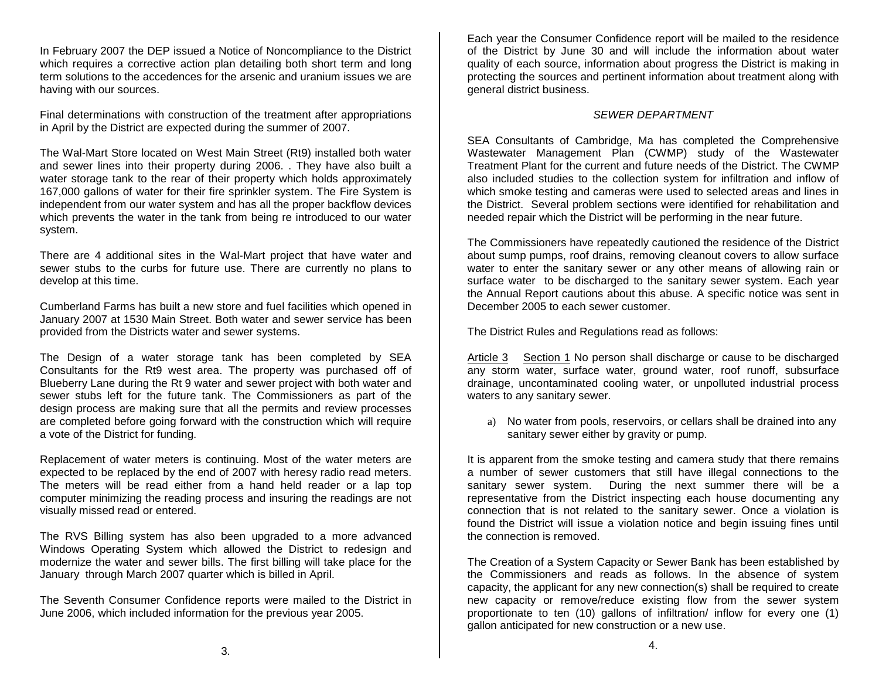In February 2007 the DEP issued a Notice of Noncompliance to the District which requires a corrective action plan detailing both short term and long term solutions to the accedences for the arsenic and uranium issues we are having with our sources.

Final determinations with construction of the treatment after appropriations in April by the District are expected during the summer of 2007.

The Wal-Mart Store located on West Main Street (Rt9) installed both water and sewer lines into their property during 2006. . They have also built a water storage tank to the rear of their property which holds approximately 167,000 gallons of water for their fire sprinkler system. The Fire System is independent from our water system and has all the proper backflow devices which prevents the water in the tank from being re introduced to our water system.

There are 4 additional sites in the Wal-Mart project that have water and sewer stubs to the curbs for future use. There are currently no plans to develop at this time.

Cumberland Farms has built a new store and fuel facilities which opened in January 2007 at 1530 Main Street. Both water and sewer service has been provided from the Districts water and sewer systems.

The Design of a water storage tank has been completed by SEA Consultants for the Rt9 west area. The property was purchased off of Blueberry Lane during the Rt 9 water and sewer project with both water and sewer stubs left for the future tank. The Commissioners as part of the design process are making sure that all the permits and review processes are completed before going forward with the construction which will require a vote of the District for funding.

Replacement of water meters is continuing. Most of the water meters are expected to be replaced by the end of 2007 with heresy radio read meters. The meters will be read either from a hand held reader or a lap top computer minimizing the reading process and insuring the readings are not visually missed read or entered.

The RVS Billing system has also been upgraded to a more advanced Windows Operating System which allowed the District to redesign and modernize the water and sewer bills. The first billing will take place for the January through March 2007 quarter which is billed in April.

The Seventh Consumer Confidence reports were mailed to the District in June 2006, which included information for the previous year 2005.

Each year the Consumer Confidence report will be mailed to the residence of the District by June 30 and will include the information about water quality of each source, information about progress the District is making in protecting the sources and pertinent information about treatment along with general district business.

*SEWER DEPARTMENT*

SEA Consultants of Cambridge, Ma has completed the Comprehensive Wastewater Management Plan (CWMP) study of the Wastewater Treatment Plant for the current and future needs of the District. The CWMP also included studies to the collection system for infiltration and inflow of which smoke testing and cameras were used to selected areas and lines in the District. Several problem sections were identified for rehabilitation and needed repair which the District will be performing in the near future.

The Commissioners have repeatedly cautioned the residence of the District about sump pumps, roof drains, removing cleanout covers to allow surface water to enter the sanitary sewer or any other means of allowing rain or surface water to be discharged to the sanitary sewer system. Each year the Annual Report cautions about this abuse. A specific notice was sent in December 2005 to each sewer customer.

The District Rules and Regulations read as follows:

Article 3 Section 1 No person shall discharge or cause to be discharged any storm water, surface water, ground water, roof runoff, subsurface drainage, uncontaminated cooling water, or unpolluted industrial process waters to any sanitary sewer.

a) No water from pools, reservoirs, or cellars shall be drained into any sanitary sewer either by gravity or pump.

It is apparent from the smoke testing and camera study that there remains a number of sewer customers that still have illegal connections to the sanitary sewer system. During the next summer there will be a representative from the District inspecting each house documenting any connection that is not related to the sanitary sewer. Once a violation is found the District will issue a violation notice and begin issuing fines until the connection is removed.

The Creation of a System Capacity or Sewer Bank has been established by the Commissioners and reads as follows. In the absence of system capacity, the applicant for any new connection(s) shall be required to create new capacity or remove/reduce existing flow from the sewer system proportionate to ten (10) gallons of infiltration/ inflow for every one (1) gallon anticipated for new construction or a new use.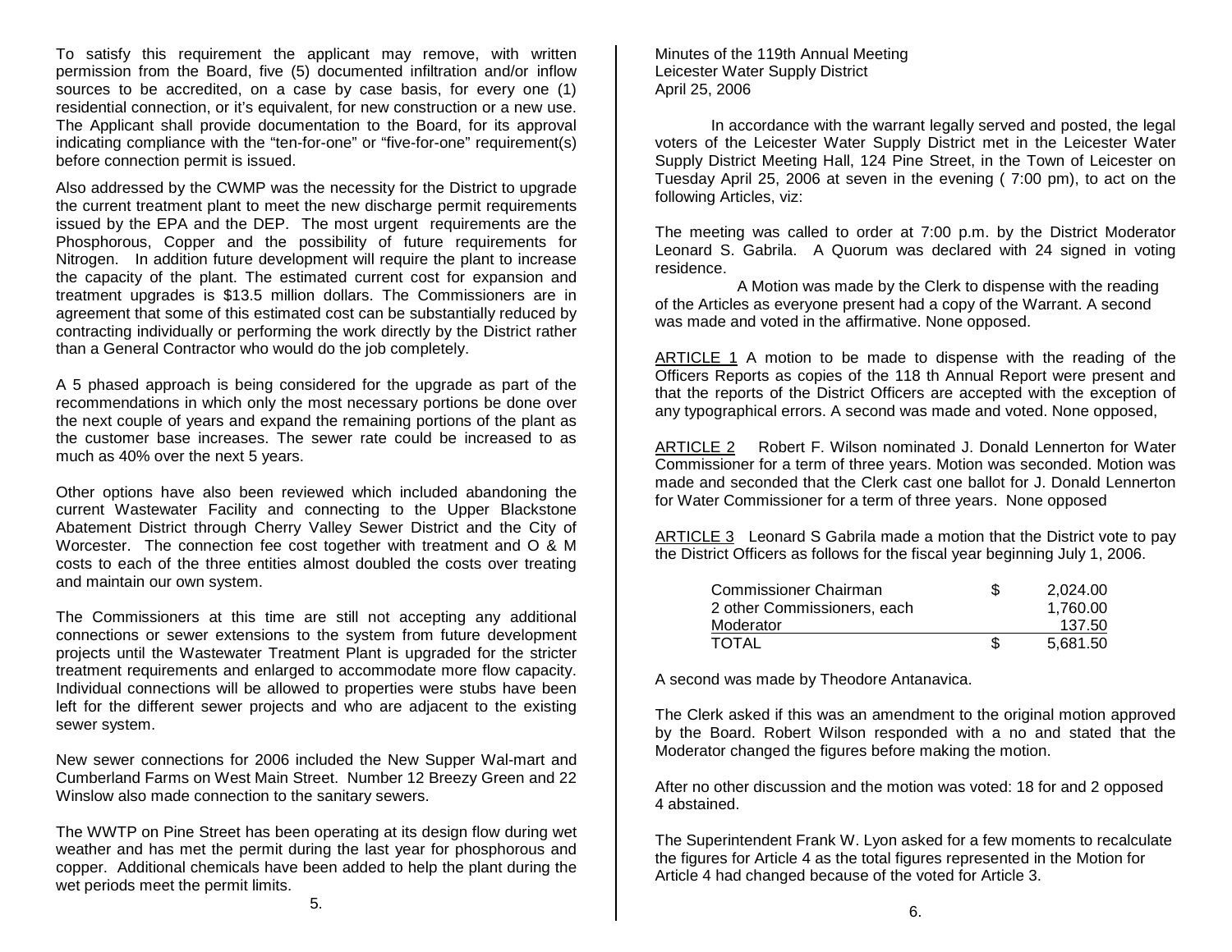To satisfy this requirement the applicant may remove, with written permission from the Board, five (5) documented infiltration and/or inflow sources to be accredited, on a case by case basis, for every one (1) residential connection, or it's equivalent, for new construction or a new use. The Applicant shall provide documentation to the Board, for its approval indicating compliance with the "ten-for-one" or "five-for-one" requirement(s) before connection permit is issued.

Also addressed by the CWMP was the necessity for the District to upgrade the current treatment plant to meet the new discharge permit requirements issued by the EPA and the DEP. The most urgent requirements are the Phosphorous, Copper and the possibility of future requirements for Nitrogen. In addition future development will require the plant to increase the capacity of the plant. The estimated current cost for expansion and treatment upgrades is $13.5 million dollars. The Commissioners are in agreement that some of this estimated cost can be substantially reduced by contracting individually or performing the work directly by the District rather than a General Contractor who would do the job completely.

A 5 phased approach is being considered for the upgrade as part of the recommendations in which only the most necessary portions be done over the next couple of years and expand the remaining portions of the plant as the customer base increases. The sewer rate could be increased to as much as 40% over the next 5 years.

Other options have also been reviewed which included abandoning the current Wastewater Facility and connecting to the Upper Blackstone Abatement District through Cherry Valley Sewer District and the City of Worcester. The connection fee cost together with treatment and O & M costs to each of the three entities almost doubled the costs over treating and maintain our own system.

The Commissioners at this time are still not accepting any additional connections or sewer extensions to the system from future development projects until the Wastewater Treatment Plant is upgraded for the stricter treatment requirements and enlarged to accommodate more flow capacity. Individual connections will be allowed to properties were stubs have been left for the different sewer projects and who are adjacent to the existing sewer system.

New sewer connections for 2006 included the New Supper Wal-mart and Cumberland Farms on West Main Street. Number 12 Breezy Green and 22 Winslow also made connection to the sanitary sewers.

The WWTP on Pine Street has been operating at its design flow during wet weather and has met the permit during the last year for phosphorous and copper. Additional chemicals have been added to help the plant during the wet periods meet the permit limits.

Minutes of the 119th Annual Meeting
Leicester Water Supply District
April 25, 2006

In accordance with the warrant legally served and posted, the legal voters of the Leicester Water Supply District met in the Leicester Water Supply District Meeting Hall, 124 Pine Street, in the Town of Leicester on Tuesday April 25, 2006 at seven in the evening ( 7:00 pm), to act on the following Articles, viz:

The meeting was called to order at 7:00 p.m. by the District Moderator Leonard S. Gabrila. A Quorum was declared with 24 signed in voting residence.

A Motion was made by the Clerk to dispense with the reading of the Articles as everyone present had a copy of the Warrant. A second was made and voted in the affirmative. None opposed.

ARTICLE 1 A motion to be made to dispense with the reading of the Officers Reports as copies of the 118 th Annual Report were present and that the reports of the District Officers are accepted with the exception of any typographical errors. A second was made and voted. None opposed,

ARTICLE 2 Robert F. Wilson nominated J. Donald Lennerton for Water Commissioner for a term of three years. Motion was seconded. Motion was made and seconded that the Clerk cast one ballot for J. Donald Lennerton for Water Commissioner for a term of three years. None opposed

ARTICLE 3 Leonard S Gabrila made a motion that the District vote to pay the District Officers as follows for the fiscal year beginning July 1, 2006.

| | | |
|---|---|---|
| Commissioner Chairman | $ | 2,024.00 |
| 2 other Commissioners, each | | 1,760.00 |
| Moderator | | 137.50 |
| TOTAL | $ | 5,681.50 |

A second was made by Theodore Antanavica.

The Clerk asked if this was an amendment to the original motion approved by the Board. Robert Wilson responded with a no and stated that the Moderator changed the figures before making the motion.

After no other discussion and the motion was voted: 18 for and 2 opposed 4 abstained.

The Superintendent Frank W. Lyon asked for a few moments to recalculate the figures for Article 4 as the total figures represented in the Motion for Article 4 had changed because of the voted for Article 3.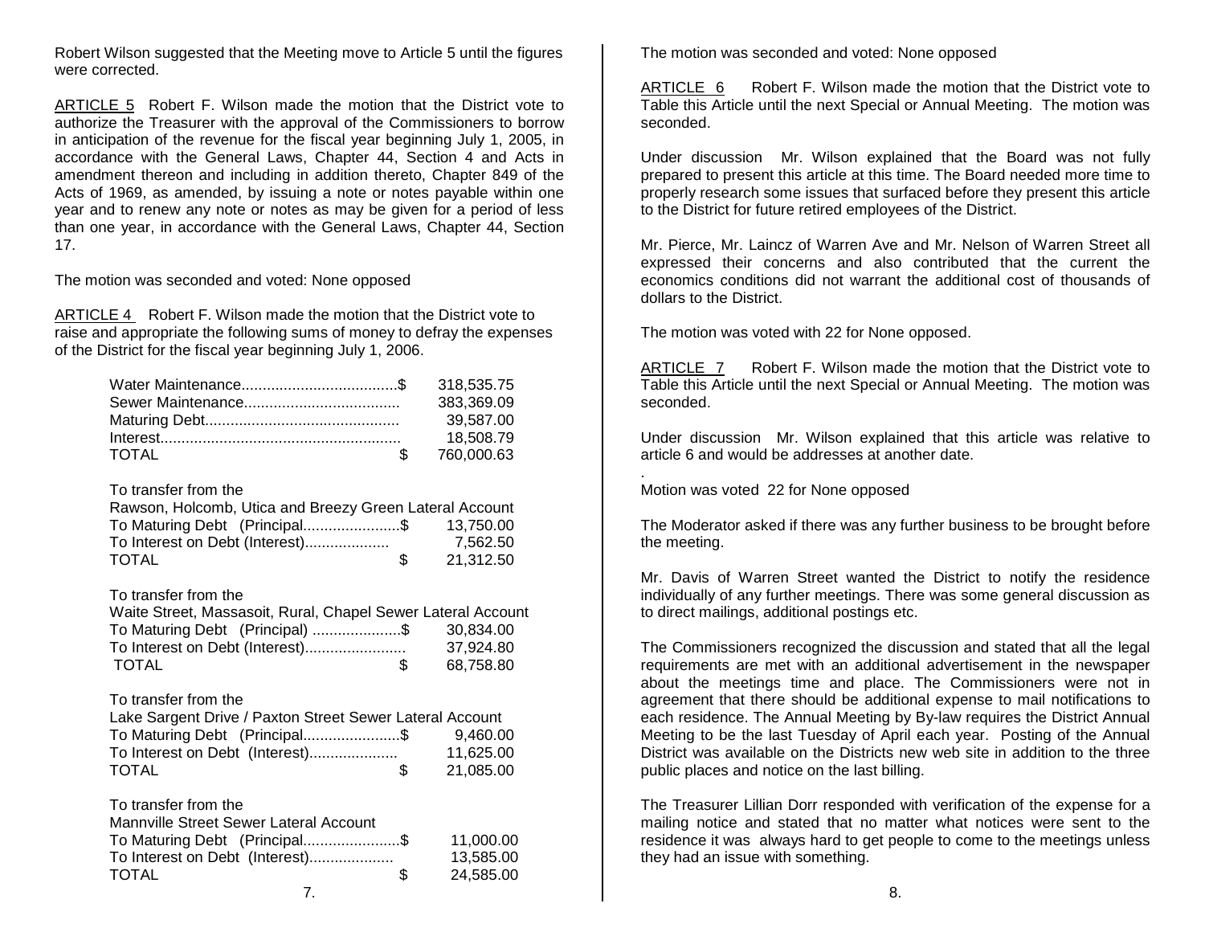Robert Wilson suggested that the Meeting move to Article 5 until the figures were corrected.

ARTICLE 5 Robert F. Wilson made the motion that the District vote to authorize the Treasurer with the approval of the Commissioners to borrow in anticipation of the revenue for the fiscal year beginning July 1, 2005, in accordance with the General Laws, Chapter 44, Section 4 and Acts in amendment thereon and including in addition thereto, Chapter 849 of the Acts of 1969, as amended, by issuing a note or notes payable within one year and to renew any note or notes as may be given for a period of less than one year, in accordance with the General Laws, Chapter 44, Section 17.

The motion was seconded and voted: None opposed

ARTICLE 4 Robert F. Wilson made the motion that the District vote to raise and appropriate the following sums of money to defray the expenses of the District for the fiscal year beginning July 1, 2006.

| | |
|---|---|
| Water Maintenance.....................................$ | 318,535.75 |
| Sewer Maintenance..................................... | 383,369.09 |
| Maturing Debt.............................................. | 39,587.00 |
| Interest......................................................... | 18,508.79 |
| TOTAL $ | 760,000.63 |

To transfer from the
Rawson, Holcomb, Utica and Breezy Green Lateral Account

| | |
|---|---|
| To Maturing Debt (Principal.......................$ | 13,750.00 |
| To Interest on Debt (Interest).................... | 7,562.50 |
| TOTAL $ | 21,312.50 |

To transfer from the
Waite Street, Massasoit, Rural, Chapel Sewer Lateral Account

| | |
|---|---|
| To Maturing Debt (Principal) .....................$ | 30,834.00 |
| To Interest on Debt (Interest)........................ | 37,924.80 |
| TOTAL $ | 68,758.80 |

To transfer from the
Lake Sargent Drive / Paxton Street Sewer Lateral Account

| | |
|---|---|
| To Maturing Debt (Principal.......................$ | 9,460.00 |
| To Interest on Debt (Interest)..................... | 11,625.00 |
| TOTAL $ | 21,085.00 |

To transfer from the
Mannville Street Sewer Lateral Account

| | |
|---|---|
| To Maturing Debt (Principal.......................$ | 11,000.00 |
| To Interest on Debt (Interest).................... | 13,585.00 |
| TOTAL $ | 24,585.00 |

The motion was seconded and voted: None opposed

ARTICLE 6 Robert F. Wilson made the motion that the District vote to Table this Article until the next Special or Annual Meeting. The motion was seconded.

Under discussion Mr. Wilson explained that the Board was not fully prepared to present this article at this time. The Board needed more time to properly research some issues that surfaced before they present this article to the District for future retired employees of the District.

Mr. Pierce, Mr. Laincz of Warren Ave and Mr. Nelson of Warren Street all expressed their concerns and also contributed that the current the economics conditions did not warrant the additional cost of thousands of dollars to the District.

The motion was voted with 22 for None opposed.

ARTICLE 7 Robert F. Wilson made the motion that the District vote to Table this Article until the next Special or Annual Meeting. The motion was seconded.

Under discussion Mr. Wilson explained that this article was relative to article 6 and would be addresses at another date.

.
Motion was voted 22 for None opposed

The Moderator asked if there was any further business to be brought before the meeting.

Mr. Davis of Warren Street wanted the District to notify the residence individually of any further meetings. There was some general discussion as to direct mailings, additional postings etc.

The Commissioners recognized the discussion and stated that all the legal requirements are met with an additional advertisement in the newspaper about the meetings time and place. The Commissioners were not in agreement that there should be additional expense to mail notifications to each residence. The Annual Meeting by By-law requires the District Annual Meeting to be the last Tuesday of April each year. Posting of the Annual District was available on the Districts new web site in addition to the three public places and notice on the last billing.

The Treasurer Lillian Dorr responded with verification of the expense for a mailing notice and stated that no matter what notices were sent to the residence it was always hard to get people to come to the meetings unless they had an issue with something.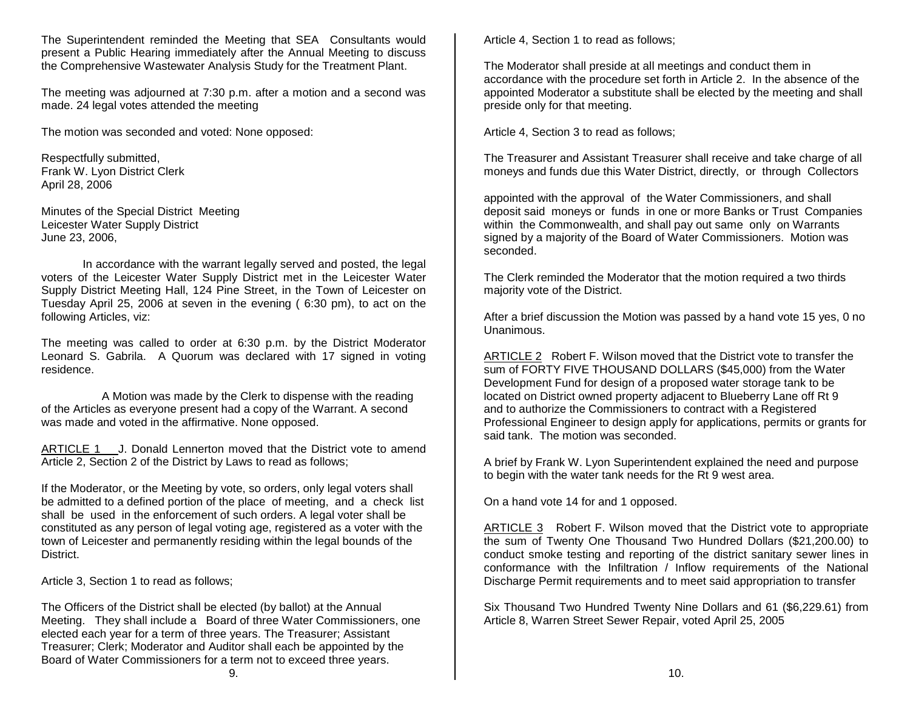The Superintendent reminded the Meeting that SEA Consultants would present a Public Hearing immediately after the Annual Meeting to discuss the Comprehensive Wastewater Analysis Study for the Treatment Plant.

The meeting was adjourned at 7:30 p.m. after a motion and a second was made. 24 legal votes attended the meeting

The motion was seconded and voted: None opposed:

Respectfully submitted,
Frank W. Lyon District Clerk
April 28, 2006

Minutes of the Special District Meeting
Leicester Water Supply District
June 23, 2006,

In accordance with the warrant legally served and posted, the legal voters of the Leicester Water Supply District met in the Leicester Water Supply District Meeting Hall, 124 Pine Street, in the Town of Leicester on Tuesday April 25, 2006 at seven in the evening ( 6:30 pm), to act on the following Articles, viz:

The meeting was called to order at 6:30 p.m. by the District Moderator Leonard S. Gabrila. A Quorum was declared with 17 signed in voting residence.

A Motion was made by the Clerk to dispense with the reading of the Articles as everyone present had a copy of the Warrant. A second was made and voted in the affirmative. None opposed.

ARTICLE 1 J. Donald Lennerton moved that the District vote to amend Article 2, Section 2 of the District by Laws to read as follows;

If the Moderator, or the Meeting by vote, so orders, only legal voters shall be admitted to a defined portion of the place of meeting, and a check list shall be used in the enforcement of such orders. A legal voter shall be constituted as any person of legal voting age, registered as a voter with the town of Leicester and permanently residing within the legal bounds of the District.

Article 3, Section 1 to read as follows;

The Officers of the District shall be elected (by ballot) at the Annual Meeting. They shall include a Board of three Water Commissioners, one elected each year for a term of three years. The Treasurer; Assistant Treasurer; Clerk; Moderator and Auditor shall each be appointed by the Board of Water Commissioners for a term not to exceed three years.

Article 4, Section 1 to read as follows;

The Moderator shall preside at all meetings and conduct them in accordance with the procedure set forth in Article 2. In the absence of the appointed Moderator a substitute shall be elected by the meeting and shall preside only for that meeting.

Article 4, Section 3 to read as follows;

The Treasurer and Assistant Treasurer shall receive and take charge of all moneys and funds due this Water District, directly, or through Collectors appointed with the approval of the Water Commissioners, and shall deposit said moneys or funds in one or more Banks or Trust Companies within the Commonwealth, and shall pay out same only on Warrants signed by a majority of the Board of Water Commissioners. Motion was seconded.

The Clerk reminded the Moderator that the motion required a two thirds majority vote of the District.

After a brief discussion the Motion was passed by a hand vote 15 yes, 0 no Unanimous.

ARTICLE 2 Robert F. Wilson moved that the District vote to transfer the sum of FORTY FIVE THOUSAND DOLLARS ($45,000) from the Water Development Fund for design of a proposed water storage tank to be located on District owned property adjacent to Blueberry Lane off Rt 9 and to authorize the Commissioners to contract with a Registered Professional Engineer to design apply for applications, permits or grants for said tank. The motion was seconded.

A brief by Frank W. Lyon Superintendent explained the need and purpose to begin with the water tank needs for the Rt 9 west area.

On a hand vote 14 for and 1 opposed.

ARTICLE 3 Robert F. Wilson moved that the District vote to appropriate the sum of Twenty One Thousand Two Hundred Dollars ($21,200.00) to conduct smoke testing and reporting of the district sanitary sewer lines in conformance with the Infiltration / Inflow requirements of the National Discharge Permit requirements and to meet said appropriation to transfer

Six Thousand Two Hundred Twenty Nine Dollars and 61 ($6,229.61) from Article 8, Warren Street Sewer Repair, voted April 25, 2005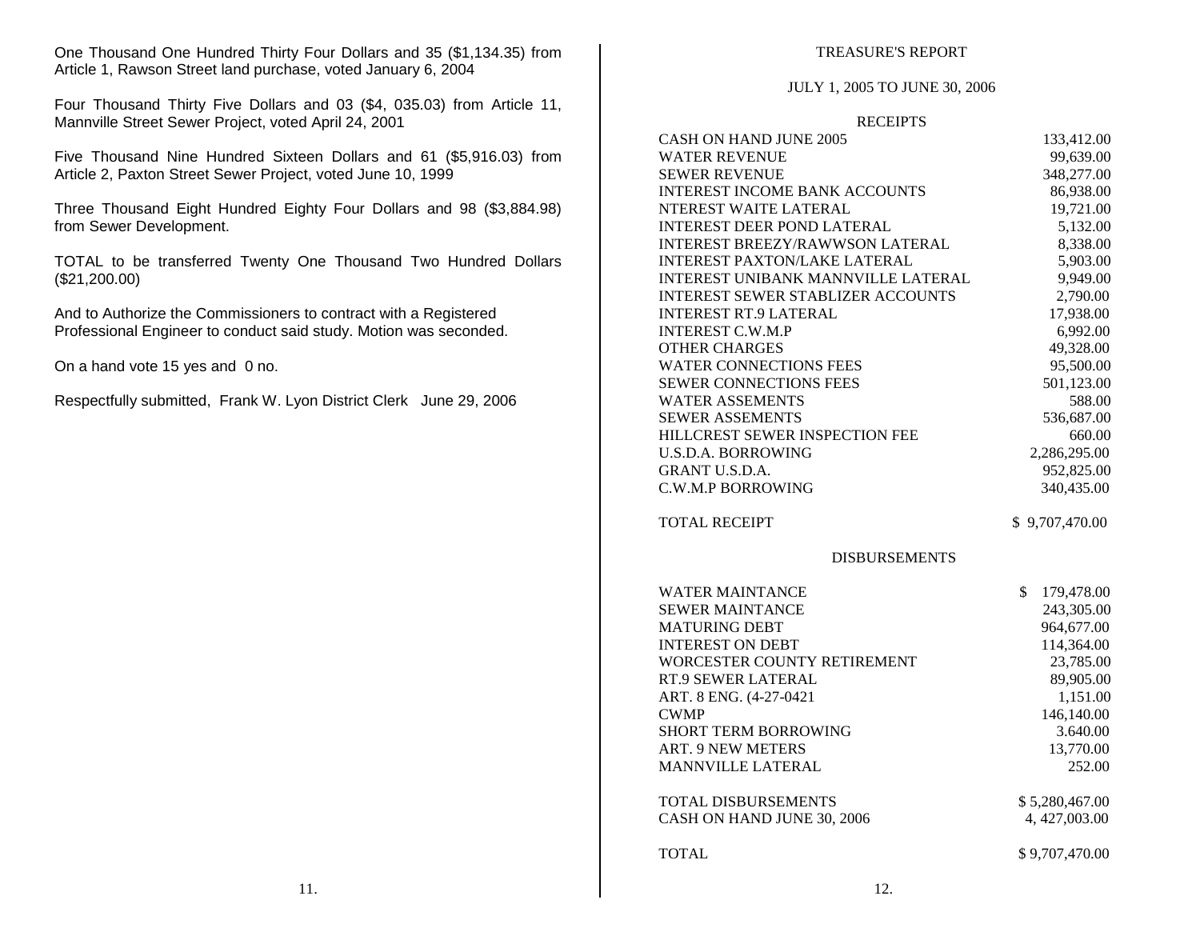One Thousand One Hundred Thirty Four Dollars and 35 ($1,134.35) from Article 1, Rawson Street land purchase, voted January 6, 2004

Four Thousand Thirty Five Dollars and 03 ($4, 035.03) from Article 11, Mannville Street Sewer Project, voted April 24, 2001

Five Thousand Nine Hundred Sixteen Dollars and 61 ($5,916.03) from Article 2, Paxton Street Sewer Project, voted June 10, 1999

Three Thousand Eight Hundred Eighty Four Dollars and 98 ($3,884.98) from Sewer Development.

TOTAL to be transferred Twenty One Thousand Two Hundred Dollars ($21,200.00)

And to Authorize the Commissioners to contract with a Registered Professional Engineer to conduct said study. Motion was seconded.

On a hand vote 15 yes and 0 no.

Respectfully submitted, Frank W. Lyon District Clerk June 29, 2006

## TREASURE'S REPORT

### JULY 1, 2005 TO JUNE 30, 2006

#### RECEIPTS

| | |
|---|---|
| CASH ON HAND JUNE 2005 | 133,412.00 |
| WATER REVENUE | 99,639.00 |
| SEWER REVENUE | 348,277.00 |
| INTEREST INCOME BANK ACCOUNTS | 86,938.00 |
| NTEREST WAITE LATERAL | 19,721.00 |
| INTEREST DEER POND LATERAL | 5,132.00 |
| INTEREST BREEZY/RAWWSON LATERAL | 8,338.00 |
| INTEREST PAXTON/LAKE LATERAL | 5,903.00 |
| INTEREST UNIBANK MANNVILLE LATERAL | 9,949.00 |
| INTEREST SEWER STABLIZER ACCOUNTS | 2,790.00 |
| INTEREST RT.9 LATERAL | 17,938.00 |
| INTEREST C.W.M.P | 6,992.00 |
| OTHER CHARGES | 49,328.00 |
| WATER CONNECTIONS FEES | 95,500.00 |
| SEWER CONNECTIONS FEES | 501,123.00 |
| WATER ASSEMENTS | 588.00 |
| SEWER ASSEMENTS | 536,687.00 |
| HILLCREST SEWER INSPECTION FEE | 660.00 |
| U.S.D.A. BORROWING | 2,286,295.00 |
| GRANT U.S.D.A. | 952,825.00 |
| C.W.M.P BORROWING | 340,435.00 |
| TOTAL RECEIPT | $ 9,707,470.00 |

#### DISBURSEMENTS

| | |
|---|---|
| WATER MAINTANCE | $ 179,478.00 |
| SEWER MAINTANCE | 243,305.00 |
| MATURING DEBT | 964,677.00 |
| INTEREST ON DEBT | 114,364.00 |
| WORCESTER COUNTY RETIREMENT | 23,785.00 |
| RT.9 SEWER LATERAL | 89,905.00 |
| ART. 8 ENG. (4-27-0421 | 1,151.00 |
| CWMP | 146,140.00 |
| SHORT TERM BORROWING | 3.640.00 |
| ART. 9 NEW METERS | 13,770.00 |
| MANNVILLE LATERAL | 252.00 |
| TOTAL DISBURSEMENTS | $ 5,280,467.00 |
| CASH ON HAND JUNE 30, 2006 | 4, 427,003.00 |
| TOTAL | $ 9,707,470.00 |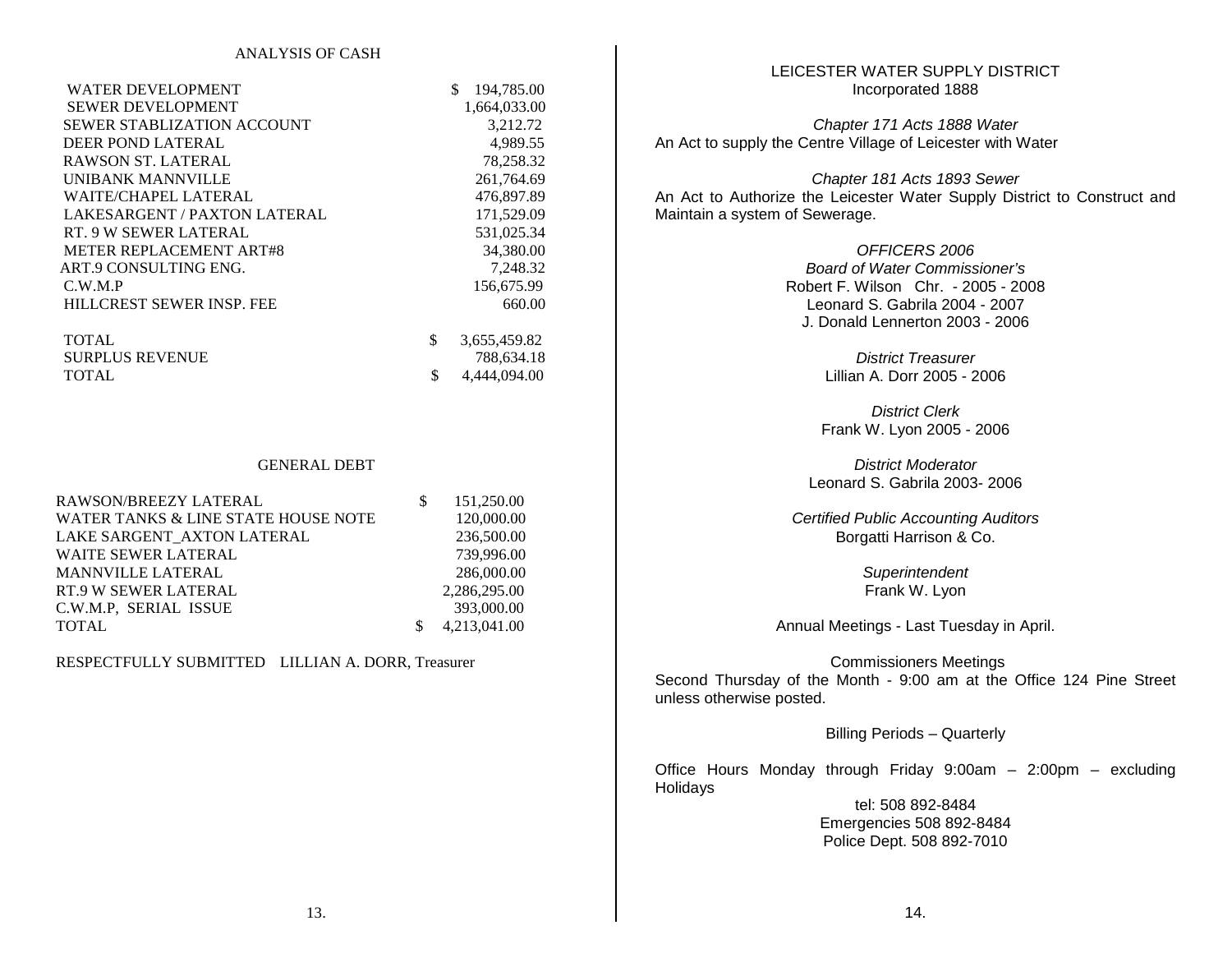## ANALYSIS OF CASH

| | |
|---|---|
| WATER DEVELOPMENT | $ 194,785.00 |
| SEWER DEVELOPMENT | 1,664,033.00 |
| SEWER STABLIZATION ACCOUNT | 3,212.72 |
| DEER POND LATERAL | 4,989.55 |
| RAWSON ST. LATERAL | 78,258.32 |
| UNIBANK MANNVILLE | 261,764.69 |
| WAITE/CHAPEL LATERAL | 476,897.89 |
| LAKESARGENT / PAXTON LATERAL | 171,529.09 |
| RT. 9 W SEWER LATERAL | 531,025.34 |
| METER REPLACEMENT ART#8 | 34,380.00 |
| ART.9 CONSULTING ENG. | 7,248.32 |
| C.W.M.P | 156,675.99 |
| HILLCREST SEWER INSP. FEE | 660.00 |
| TOTAL | $ 3,655,459.82 |
| SURPLUS REVENUE | 788,634.18 |
| TOTAL | $ 4,444,094.00 |

## GENERAL DEBT

| | |
|---|---|
| RAWSON/BREEZY LATERAL | $ 151,250.00 |
| WATER TANKS & LINE STATE HOUSE NOTE | 120,000.00 |
| LAKE SARGENT_AXTON LATERAL | 236,500.00 |
| WAITE SEWER LATERAL | 739,996.00 |
| MANNVILLE LATERAL | 286,000.00 |
| RT.9 W SEWER LATERAL | 2,286,295.00 |
| C.W.M.P, SERIAL ISSUE | 393,000.00 |
| TOTAL | $ 4,213,041.00 |

RESPECTFULLY SUBMITTED LILLIAN A. DORR, Treasurer

# LEICESTER WATER SUPPLY DISTRICT
Incorporated 1888

*Chapter 171 Acts 1888 Water*
An Act to supply the Centre Village of Leicester with Water

*Chapter 181 Acts 1893 Sewer*
An Act to Authorize the Leicester Water Supply District to Construct and Maintain a system of Sewerage.

*OFFICERS 2006*

*Board of Water Commissioner's*
Robert F. Wilson Chr. - 2005 - 2008
Leonard S. Gabrila 2004 - 2007
J. Donald Lennerton 2003 - 2006

*District Treasurer*
Lillian A. Dorr 2005 - 2006

*District Clerk*
Frank W. Lyon 2005 - 2006

*District Moderator*
Leonard S. Gabrila 2003- 2006

*Certified Public Accounting Auditors*
Borgatti Harrison & Co.

*Superintendent*
Frank W. Lyon

Annual Meetings - Last Tuesday in April.

Commissioners Meetings
Second Thursday of the Month - 9:00 am at the Office 124 Pine Street unless otherwise posted.

Billing Periods – Quarterly

Office Hours Monday through Friday 9:00am – 2:00pm – excluding Holidays

tel: 508 892-8484
Emergencies 508 892-8484
Police Dept. 508 892-7010